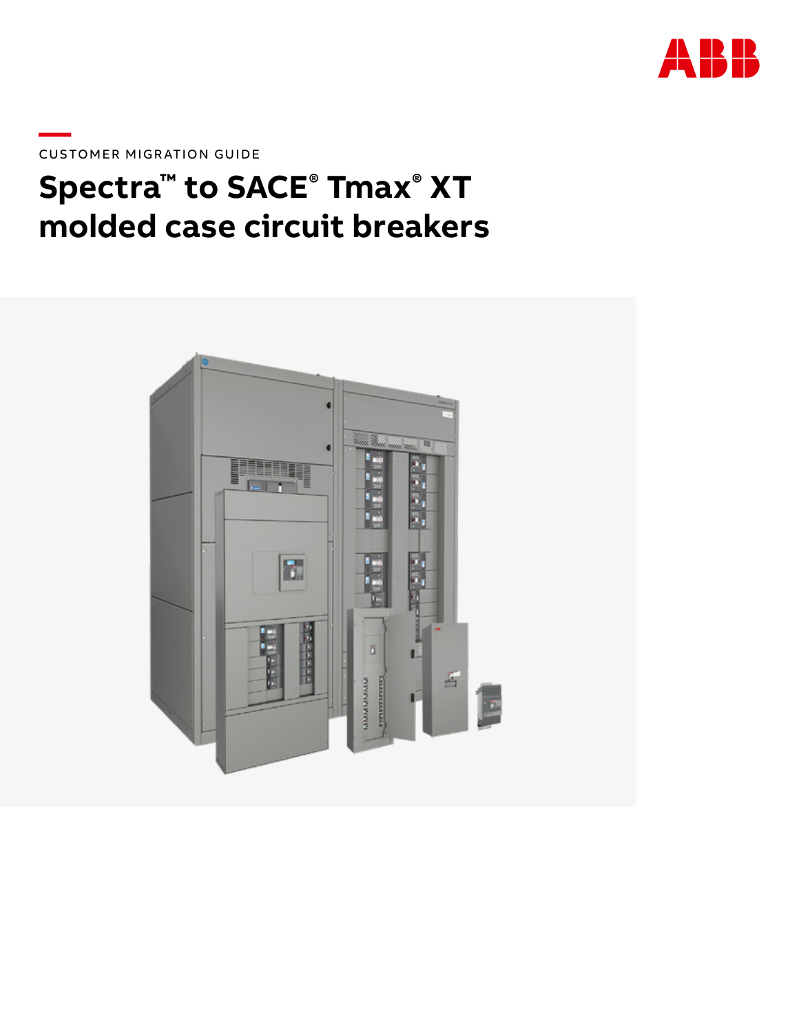CUSTOMER MIGRATION GUIDE

# Spectra™ to SACE® Tmax® XT molded case circuit breakers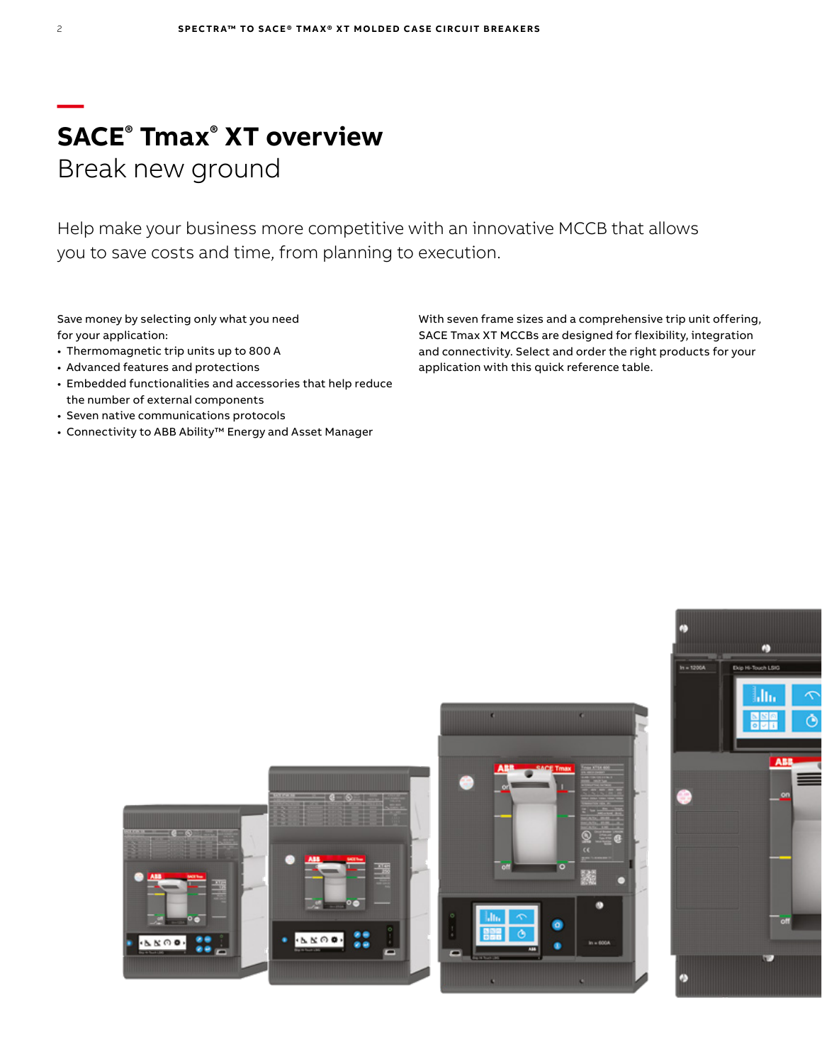# SACE® Tmax® XT overview

## Break new ground

Help make your business more competitive with an innovative MCCB that allows you to save costs and time, from planning to execution.

Save money by selecting only what you need for your application:

- Thermomagnetic trip units up to 800 A
- Advanced features and protections
- Embedded functionalities and accessories that help reduce the number of external components
- Seven native communications protocols
- Connectivity to ABB Ability™ Energy and Asset Manager

With seven frame sizes and a comprehensive trip unit offering, SACE Tmax XT MCCBs are designed for flexibility, integration and connectivity. Select and order the right products for your application with this quick reference table.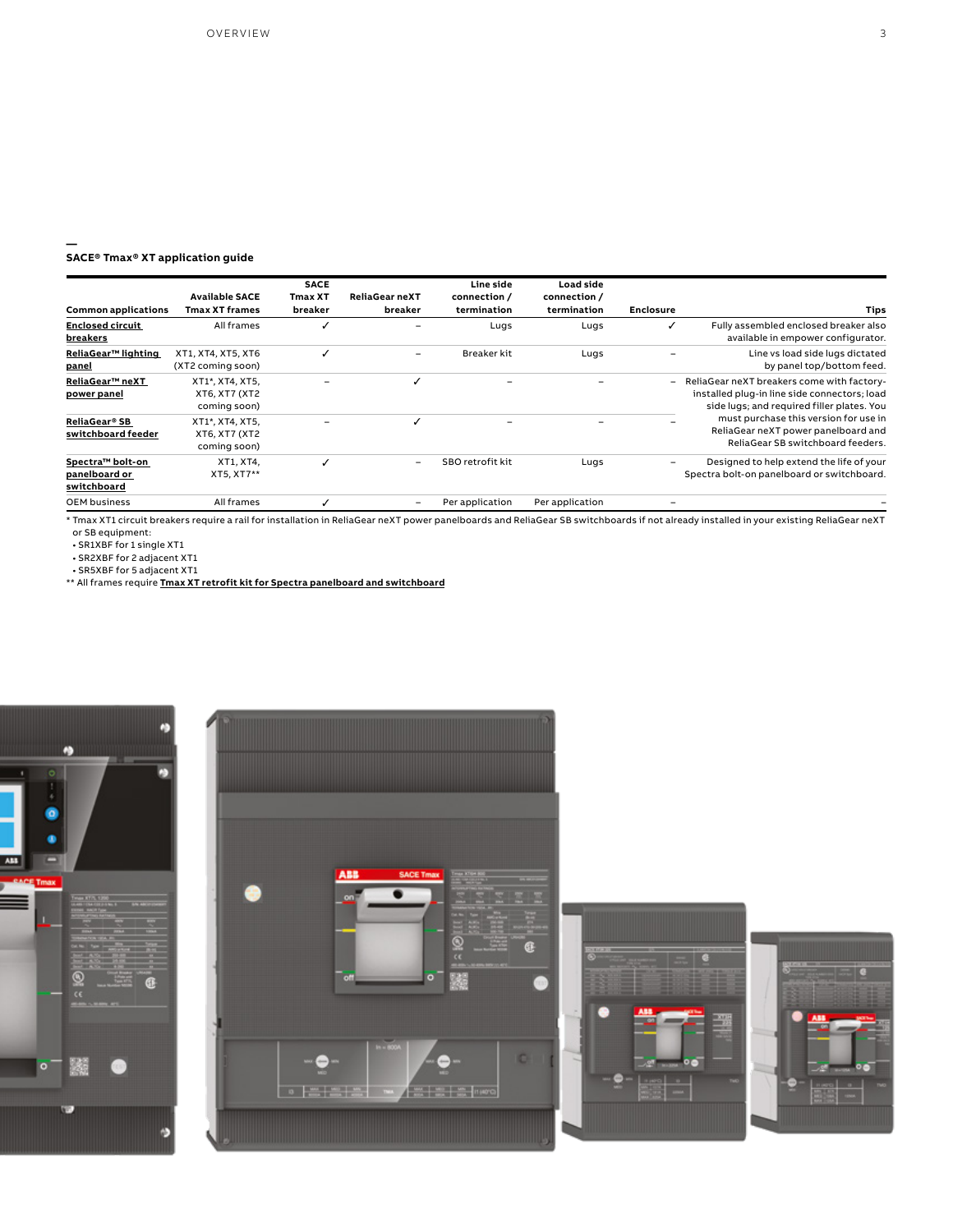## SACE® Tmax® XT application guide

| Common applications | Available SACE Tmax XT frames | SACE Tmax XT breaker | ReliaGear neXT breaker | Line side connection / termination | Load side connection / termination | Enclosure | Tips |
|---|---|---|---|---|---|---|---|
| **Enclosed circuit breakers** | All frames | ✓ | – | Lugs | Lugs | ✓ | Fully assembled enclosed breaker also available in empower configurator. |
| **ReliaGear™ lighting panel** | XT1, XT4, XT5, XT6 (XT2 coming soon) | ✓ | – | Breaker kit | Lugs | – | Line vs load side lugs dictated by panel top/bottom feed. |
| **ReliaGear™ neXT power panel** | XT1*, XT4, XT5, XT6, XT7 (XT2 coming soon) | – | ✓ | – | – | – | ReliaGear neXT breakers come with factory-installed plug-in line side connectors; load side lugs; and required filler plates. You must purchase this version for use in ReliaGear neXT power panelboard and ReliaGear SB switchboard feeders. |
| **ReliaGear® SB switchboard feeder** | XT1*, XT4, XT5, XT6, XT7 (XT2 coming soon) | – | ✓ | – | – | – | |
| **Spectra™ bolt-on panelboard or switchboard** | XT1, XT4, XT5, XT7** | ✓ | – | SBO retrofit kit | Lugs | – | Designed to help extend the life of your Spectra bolt-on panelboard or switchboard. |
| OEM business | All frames | ✓ | – | Per application | Per application | – | – |

\* Tmax XT1 circuit breakers require a rail for installation in ReliaGear neXT power panelboards and ReliaGear SB switchboards if not already installed in your existing ReliaGear neXT or SB equipment:

- SR1XBF for 1 single XT1
- SR2XBF for 2 adjacent XT1
- SR5XBF for 5 adjacent XT1

\*\* All frames require **Tmax XT retrofit kit for Spectra panelboard and switchboard**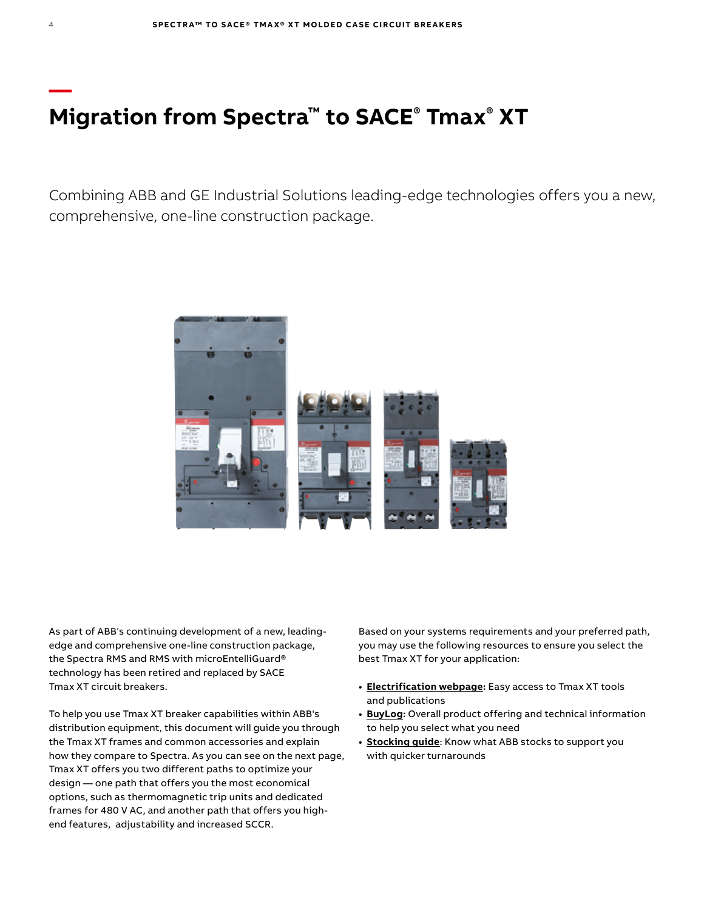# Migration from Spectra™ to SACE® Tmax® XT

Combining ABB and GE Industrial Solutions leading-edge technologies offers you a new, comprehensive, one-line construction package.

As part of ABB's continuing development of a new, leading-edge and comprehensive one-line construction package, the Spectra RMS and RMS with microEntelliGuard® technology has been retired and replaced by SACE Tmax XT circuit breakers.

To help you use Tmax XT breaker capabilities within ABB's distribution equipment, this document will guide you through the Tmax XT frames and common accessories and explain how they compare to Spectra. As you can see on the next page, Tmax XT offers you two different paths to optimize your design — one path that offers you the most economical options, such as thermomagnetic trip units and dedicated frames for 480 V AC, and another path that offers you high-end features, adjustability and increased SCCR.

Based on your systems requirements and your preferred path, you may use the following resources to ensure you select the best Tmax XT for your application:

- **Electrification webpage:** Easy access to Tmax XT tools and publications
- **BuyLog:** Overall product offering and technical information to help you select what you need
- **Stocking guide**: Know what ABB stocks to support you with quicker turnarounds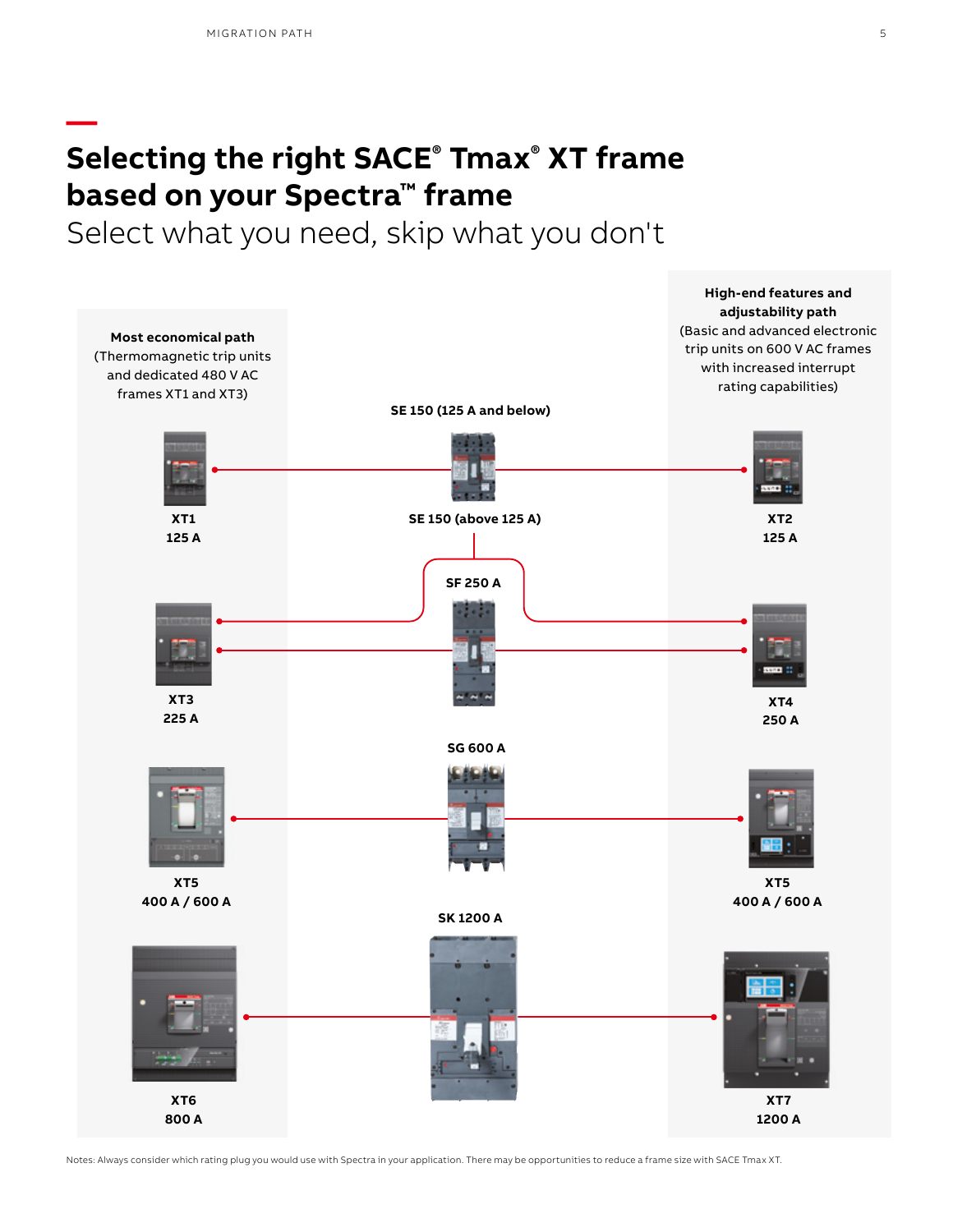# Selecting the right SACE® Tmax® XT frame based on your Spectra™ frame

Select what you need, skip what you don't

**Most economical path**
(Thermomagnetic trip units and dedicated 480 V AC frames XT1 and XT3)

**High-end features and adjustability path**
(Basic and advanced electronic trip units on 600 V AC frames with increased interrupt rating capabilities)

**SE 150 (125 A and below)**

**XT1**
**125 A**

**SE 150 (above 125 A)**

**XT2**
**125 A**

**SF 250 A**

**XT3**
**225 A**

**XT4**
**250 A**

**SG 600 A**

**XT5**
**400 A / 600 A**

**XT5**
**400 A / 600 A**

**SK 1200 A**

**XT6**
**800 A**

**XT7**
**1200 A**

Notes: Always consider which rating plug you would use with Spectra in your application. There may be opportunities to reduce a frame size with SACE Tmax XT.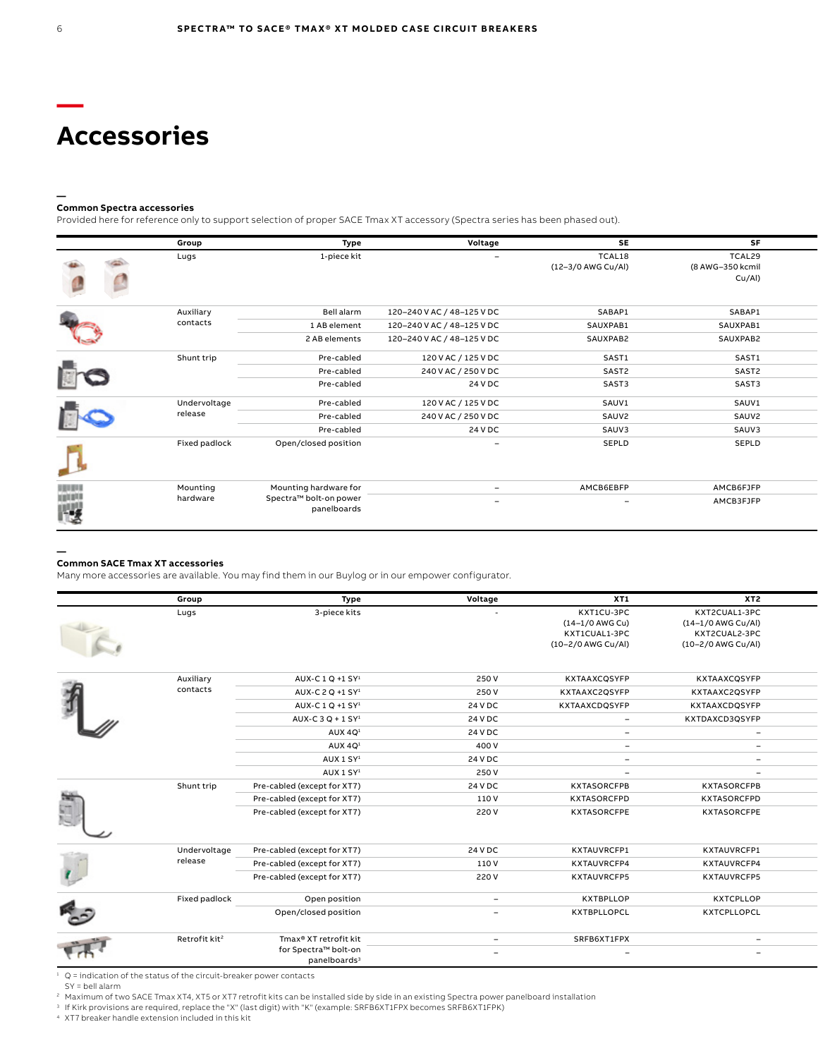# Accessories

### Common Spectra accessories

Provided here for reference only to support selection of proper SACE Tmax XT accessory (Spectra series has been phased out).

| Group | Type | Voltage | SE | SF |
|---|---|---|---|---|
| Lugs | 1-piece kit | – | TCAL18 (12–3/0 AWG Cu/Al) | TCAL29 (8 AWG–350 kcmil Cu/Al) |
| Auxiliary contacts | Bell alarm | 120–240 V AC / 48–125 V DC | SABAP1 | SABAP1 |
| | 1 AB element | 120–240 V AC / 48–125 V DC | SAUXPAB1 | SAUXPAB1 |
| | 2 AB elements | 120–240 V AC / 48–125 V DC | SAUXPAB2 | SAUXPAB2 |
| Shunt trip | Pre-cabled | 120 V AC / 125 V DC | SAST1 | SAST1 |
| | Pre-cabled | 240 V AC / 250 V DC | SAST2 | SAST2 |
| | Pre-cabled | 24 V DC | SAST3 | SAST3 |
| Undervoltage release | Pre-cabled | 120 V AC / 125 V DC | SAUV1 | SAUV1 |
| | Pre-cabled | 240 V AC / 250 V DC | SAUV2 | SAUV2 |
| | Pre-cabled | 24 V DC | SAUV3 | SAUV3 |
| Fixed padlock | Open/closed position | – | SEPLD | SEPLD |
| Mounting hardware | Mounting hardware for Spectra™ bolt-on power panelboards | – | AMCB6EBFP | AMCB6FJFP |
| | | – | – | AMCB3FJFP |

### Common SACE Tmax XT accessories

Many more accessories are available. You may find them in our Buylog or in our empower configurator.

| Group | Type | Voltage | XT1 | XT2 |
|---|---|---|---|---|
| Lugs | 3-piece kits | - | KXT1CU-3PC (14–1/0 AWG Cu) KXT1CUAL1-3PC (10–2/0 AWG Cu/Al) | KXT2CUAL1-3PC (14–1/0 AWG Cu/Al) KXT2CUAL2-3PC (10–2/0 AWG Cu/Al) |
| Auxiliary contacts | AUX-C 1 Q +1 SY[1] | 250 V | KXTAAXCQSYFP | KXTAAXCQSYFP |
| | AUX-C 2 Q +1 SY[1] | 250 V | KXTAAXC2QSYFP | KXTAAXC2QSYFP |
| | AUX-C 1 Q +1 SY[1] | 24 V DC | KXTAAXCDQSYFP | KXTAAXCDQSYFP |
| | AUX-C 3 Q + 1 SY[1] | 24 V DC | – | KXTDAXCD3QSYFP |
| | AUX 4Q[1] | 24 V DC | – | – |
| | AUX 4Q[1] | 400 V | – | – |
| | AUX 1 SY[1] | 24 V DC | – | – |
| | AUX 1 SY[1] | 250 V | – | – |
| Shunt trip | Pre-cabled (except for XT7) | 24 V DC | KXTASORCFPB | KXTASORCFPB |
| | Pre-cabled (except for XT7) | 110 V | KXTASORCFPD | KXTASORCFPD |
| | Pre-cabled (except for XT7) | 220 V | KXTASORCFPE | KXTASORCFPE |
| Undervoltage release | Pre-cabled (except for XT7) | 24 V DC | KXTAUVRCFP1 | KXTAUVRCFP1 |
| | Pre-cabled (except for XT7) | 110 V | KXTAUVRCFP4 | KXTAUVRCFP4 |
| | Pre-cabled (except for XT7) | 220 V | KXTAUVRCFP5 | KXTAUVRCFP5 |
| Fixed padlock | Open position | – | KXTBPLLOP | KXTCPLLOP |
| | Open/closed position | – | KXTBPLLOPCL | KXTCPLLOPCL |
| Retrofit kit[2] | Tmax® XT retrofit kit for Spectra™ bolt-on panelboards[3] | – | SRFB6XT1FPX | – |
| | | – | – | – |

[1] Q = indication of the status of the circuit-breaker power contacts
SY = bell alarm

[2] Maximum of two SACE Tmax XT4, XT5 or XT7 retrofit kits can be installed side by side in an existing Spectra power panelboard installation

[3] If Kirk provisions are required, replace the "X" (last digit) with "K" (example: SRFB6XT1FPX becomes SRFB6XT1FPK)

[4] XT7 breaker handle extension included in this kit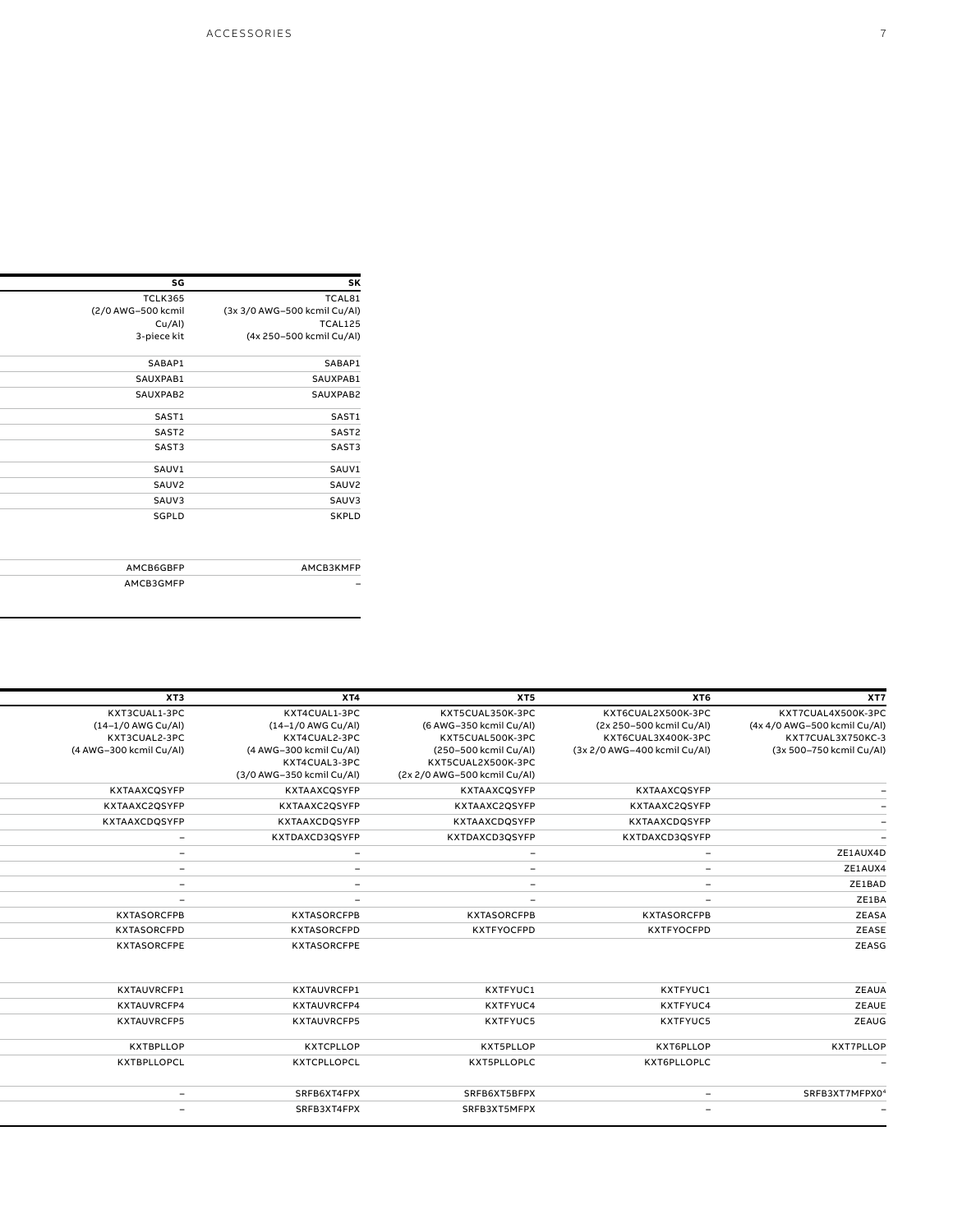| SG | SK |
|---|---|
| TCLK365 (2/0 AWG–500 kcmil Cu/Al) 3-piece kit | TCAL81 (3x 3/0 AWG–500 kcmil Cu/Al) TCAL125 (4x 250–500 kcmil Cu/Al) |
| SABAP1 | SABAP1 |
| SAUXPAB1 | SAUXPAB1 |
| SAUXPAB2 | SAUXPAB2 |
| SAST1 | SAST1 |
| SAST2 | SAST2 |
| SAST3 | SAST3 |
| SAUV1 | SAUV1 |
| SAUV2 | SAUV2 |
| SAUV3 | SAUV3 |
| SGPLD | SKPLD |
| AMCB6GBFP | AMCB3KMFP |
| AMCB3GMFP | – |

| XT3 | XT4 | XT5 | XT6 | XT7 |
|---|---|---|---|---|
| KXT3CUAL1-3PC (14–1/0 AWG Cu/Al) KXT3CUAL2-3PC (4 AWG–300 kcmil Cu/Al) | KXT4CUAL1-3PC (14–1/0 AWG Cu/Al) KXT4CUAL2-3PC (4 AWG–300 kcmil Cu/Al) KXT4CUAL3-3PC (3/0 AWG–350 kcmil Cu/Al) | KXT5CUAL350K-3PC (6 AWG–350 kcmil Cu/Al) KXT5CUAL500K-3PC (250–500 kcmil Cu/Al) KXT5CUAL2X500K-3PC (2x 2/0 AWG–500 kcmil Cu/Al) | KXT6CUAL2X500K-3PC (2x 250–500 kcmil Cu/Al) KXT6CUAL3X400K-3PC (3x 2/0 AWG–400 kcmil Cu/Al) | KXT7CUAL4X500K-3PC (4x 4/0 AWG–500 kcmil Cu/Al) KXT7CUAL3X750KC-3 (3x 500–750 kcmil Cu/Al) |
| KXTAAXCQSYFP | KXTAAXCQSYFP | KXTAAXCQSYFP | KXTAAXCQSYFP | – |
| KXTAAXC2QSYFP | KXTAAXC2QSYFP | KXTAAXC2QSYFP | KXTAAXC2QSYFP | – |
| KXTAAXCDQSYFP | KXTAAXCDQSYFP | KXTAAXCDQSYFP | KXTAAXCDQSYFP | – |
| – | KXTDAXCD3QSYFP | KXTDAXCD3QSYFP | KXTDAXCD3QSYFP | – |
| – | – | – | – | ZE1AUX4D |
| – | – | – | – | ZE1AUX4 |
| – | – | – | – | ZE1BAD |
| – | – | – | – | ZE1BA |
| KXTASORCFPB | KXTASORCFPB | KXTASORCFPB | KXTASORCFPB | ZEASA |
| KXTASORCFPD | KXTASORCFPD | KXTFYOCFPD | KXTFYOCFPD | ZEASE |
| KXTASORCFPE | KXTASORCFPE | | | ZEASG |
| KXTAUVRCFP1 | KXTAUVRCFP1 | KXTFYUC1 | KXTFYUC1 | ZEAUA |
| KXTAUVRCFP4 | KXTAUVRCFP4 | KXTFYUC4 | KXTFYUC4 | ZEAUE |
| KXTAUVRCFP5 | KXTAUVRCFP5 | KXTFYUC5 | KXTFYUC5 | ZEAUG |
| KXTBPLLOP | KXTCPLLOP | KXT5PLLOP | KXT6PLLOP | KXT7PLLOP |
| KXTBPLLOPCL | KXTCPLLOPCL | KXT5PLLOPLC | KXT6PLLOPLC | – |
| – | SRFB6XT4FPX | SRFB6XT5BFPX | – | SRFB3XT7MFPX0[4] |
| – | SRFB3XT4FPX | SRFB3XT5MFPX | – | – |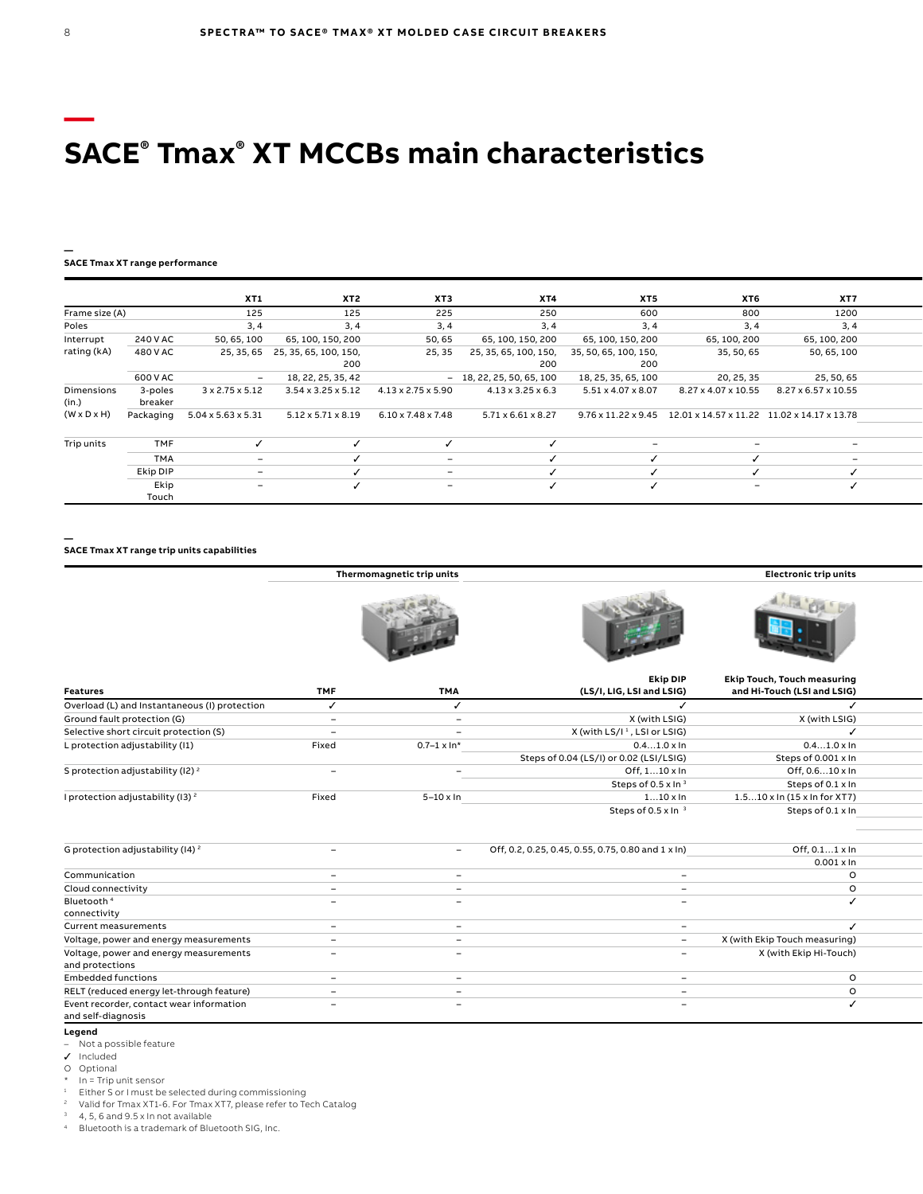// SACE® Tmax® XT MCCBs main characteristics

# SACE® Tmax® XT MCCBs main characteristics

**SACE Tmax XT range performance**

| | | XT1 | XT2 | XT3 | XT4 | XT5 | XT6 | XT7 |
|---|---|---|---|---|---|---|---|---|
| Frame size (A) | | 125 | 125 | 225 | 250 | 600 | 800 | 1200 |
| Poles | | 3, 4 | 3, 4 | 3, 4 | 3, 4 | 3, 4 | 3, 4 | 3, 4 |
| Interrupt rating (kA) | 240 V AC | 50, 65, 100 | 65, 100, 150, 200 | 50, 65 | 65, 100, 150, 200 | 65, 100, 150, 200 | 65, 100, 200 | 65, 100, 200 |
| | 480 V AC | 25, 35, 65 | 25, 35, 65, 100, 150, 200 | 25, 35 | 25, 35, 65, 100, 150, 200 | 35, 50, 65, 100, 150, 200 | 35, 50, 65 | 50, 65, 100 |
| | 600 V AC | – | 18, 22, 25, 35, 42 | – | 18, 22, 25, 50, 65, 100 | 18, 25, 35, 65, 100 | 20, 25, 35 | 25, 50, 65 |
| Dimensions (in.) (W x D x H) | 3-poles breaker | 3 x 2.75 x 5.12 | 3.54 x 3.25 x 5.12 | 4.13 x 2.75 x 5.90 | 4.13 x 3.25 x 6.3 | 5.51 x 4.07 x 8.07 | 8.27 x 4.07 x 10.55 | 8.27 x 6.57 x 10.55 |
| | Packaging | 5.04 x 5.63 x 5.31 | 5.12 x 5.71 x 8.19 | 6.10 x 7.48 x 7.48 | 5.71 x 6.61 x 8.27 | 9.76 x 11.22 x 9.45 | 12.01 x 14.57 x 11.22 | 11.02 x 14.17 x 13.78 |
| Trip units | TMF | ✓ | ✓ | ✓ | ✓ | – | – | – |
| | TMA | – | ✓ | – | ✓ | ✓ | ✓ | – |
| | Ekip DIP | – | ✓ | – | ✓ | ✓ | ✓ | ✓ |
| | Ekip Touch | – | ✓ | – | ✓ | ✓ | – | ✓ |

**SACE Tmax XT range trip units capabilities**

| | Thermomagnetic trip units | | Electronic trip units | |
|---|---|---|---|---|
| **Features** | **TMF** | **TMA** | **Ekip DIP (LS/I, LIG, LSI and LSIG)** | **Ekip Touch, Touch measuring and Hi-Touch (LSI and LSIG)** |
| Overload (L) and Instantaneous (I) protection | ✓ | ✓ | ✓ | ✓ |
| Ground fault protection (G) | – | – | X (with LSIG) | X (with LSIG) |
| Selective short circuit protection (S) | – | – | X (with LS/I [1], LSI or LSIG) | ✓ |
| L protection adjustability (I1) | Fixed | 0.7–1 x In* | 0.4…1.0 x In<br>Steps of 0.04 (LS/I) or 0.02 (LSI/LSIG) | 0.4…1.0 x In<br>Steps of 0.001 x In |
| S protection adjustability (I2) [2] | – | – | Off, 1…10 x In<br>Steps of 0.5 x In [3] | Off, 0.6…10 x In<br>Steps of 0.1 x In |
| I protection adjustability (I3) [2] | Fixed | 5–10 x In | 1…10 x In<br>Steps of 0.5 x In [3] | 1.5…10 x In (15 x In for XT7)<br>Steps of 0.1 x In |
| G protection adjustability (I4) [2] | – | – | Off, 0.2, 0.25, 0.45, 0.55, 0.75, 0.80 and 1 x In) | Off, 0.1…1 x In<br>0.001 x In |
| Communication | – | – | – | O |
| Cloud connectivity | – | – | – | O |
| Bluetooth [4] connectivity | – | – | – | ✓ |
| Current measurements | – | – | – | ✓ |
| Voltage, power and energy measurements | – | – | – | X (with Ekip Touch measuring) |
| Voltage, power and energy measurements and protections | – | – | – | X (with Ekip Hi-Touch) |
| Embedded functions | – | – | – | O |
| RELT (reduced energy let-through feature) | – | – | – | O |
| Event recorder, contact wear information and self-diagnosis | – | – | – | ✓ |

**Legend**

– Not a possible feature
✓ Included
O Optional
\* In = Trip unit sensor
[1] Either S or I must be selected during commissioning
[2] Valid for Tmax XT1-6. For Tmax XT7, please refer to Tech Catalog
[3] 4, 5, 6 and 9.5 x In not available
[4] Bluetooth is a trademark of Bluetooth SIG, Inc.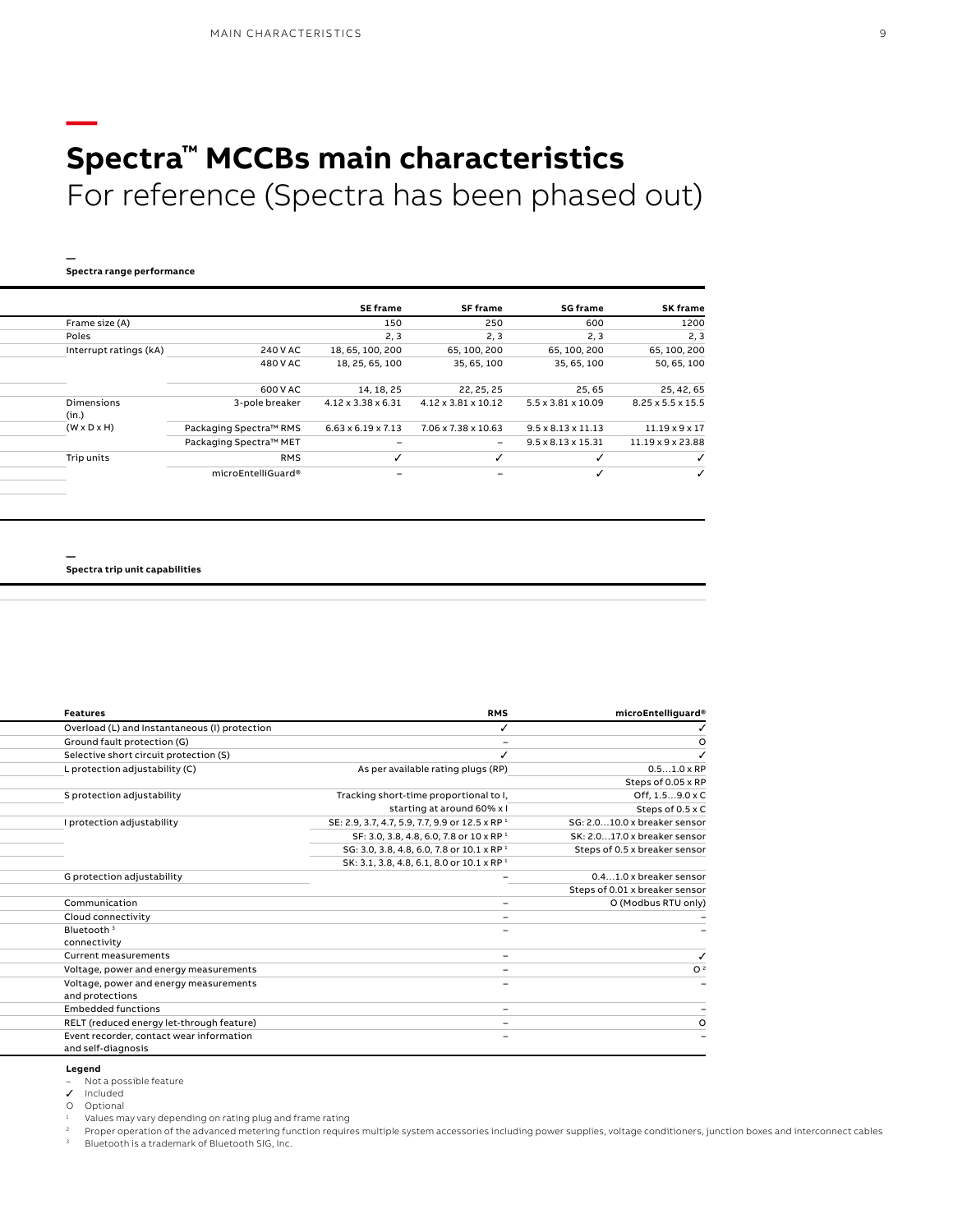# Spectra™ MCCBs main characteristics

For reference (Spectra has been phased out)

**Spectra range performance**

| | | SE frame | SF frame | SG frame | SK frame |
|---|---|---|---|---|---|
| Frame size (A) | | 150 | 250 | 600 | 1200 |
| Poles | | 2, 3 | 2, 3 | 2, 3 | 2, 3 |
| Interrupt ratings (kA) | 240 V AC | 18, 65, 100, 200 | 65, 100, 200 | 65, 100, 200 | 65, 100, 200 |
| | 480 V AC | 18, 25, 65, 100 | 35, 65, 100 | 35, 65, 100 | 50, 65, 100 |
| | 600 V AC | 14, 18, 25 | 22, 25, 25 | 25, 65 | 25, 42, 65 |
| Dimensions (in.) | 3-pole breaker | 4.12 x 3.38 x 6.31 | 4.12 x 3.81 x 10.12 | 5.5 x 3.81 x 10.09 | 8.25 x 5.5 x 15.5 |
| (W x D x H) | Packaging Spectra™ RMS | 6.63 x 6.19 x 7.13 | 7.06 x 7.38 x 10.63 | 9.5 x 8.13 x 11.13 | 11.19 x 9 x 17 |
| | Packaging Spectra™ MET | – | – | 9.5 x 8.13 x 15.31 | 11.19 x 9 x 23.88 |
| Trip units | RMS | ✓ | ✓ | ✓ | ✓ |
| | microEntelliGuard® | – | – | ✓ | ✓ |

**Spectra trip unit capabilities**

| Features | RMS | microEntelliguard® |
|---|---|---|
| Overload (L) and Instantaneous (I) protection | ✓ | ✓ |
| Ground fault protection (G) | – | O |
| Selective short circuit protection (S) | ✓ | ✓ |
| L protection adjustability (C) | As per available rating plugs (RP) | 0.5…1.0 x RP<br>Steps of 0.05 x RP |
| S protection adjustability | Tracking short-time proportional to I, starting at around 60% x I | Off, 1.5…9.0 x C<br>Steps of 0.5 x C |
| I protection adjustability | SE: 2.9, 3.7, 4.7, 5.9, 7.7, 9.9 or 12.5 x RP [1]<br>SF: 3.0, 3.8, 4.8, 6.0, 7.8 or 10 x RP [1]<br>SG: 3.0, 3.8, 4.8, 6.0, 7.8 or 10.1 x RP [1]<br>SK: 3.1, 3.8, 4.8, 6.1, 8.0 or 10.1 x RP [1] | SG: 2.0…10.0 x breaker sensor<br>SK: 2.0…17.0 x breaker sensor<br>Steps of 0.5 x breaker sensor |
| G protection adjustability | – | 0.4…1.0 x breaker sensor<br>Steps of 0.01 x breaker sensor |
| Communication | – | O (Modbus RTU only) |
| Cloud connectivity | – | – |
| Bluetooth [3] connectivity | – | – |
| Current measurements | – | ✓ |
| Voltage, power and energy measurements | – | O [2] |
| Voltage, power and energy measurements and protections | – | – |
| Embedded functions | – | – |
| RELT (reduced energy let-through feature) | – | O |
| Event recorder, contact wear information and self-diagnosis | – | – |

**Legend**

– Not a possible feature
✓ Included
O Optional
[1] Values may vary depending on rating plug and frame rating
[2] Proper operation of the advanced metering function requires multiple system accessories including power supplies, voltage conditioners, junction boxes and interconnect cables
[3] Bluetooth is a trademark of Bluetooth SIG, Inc.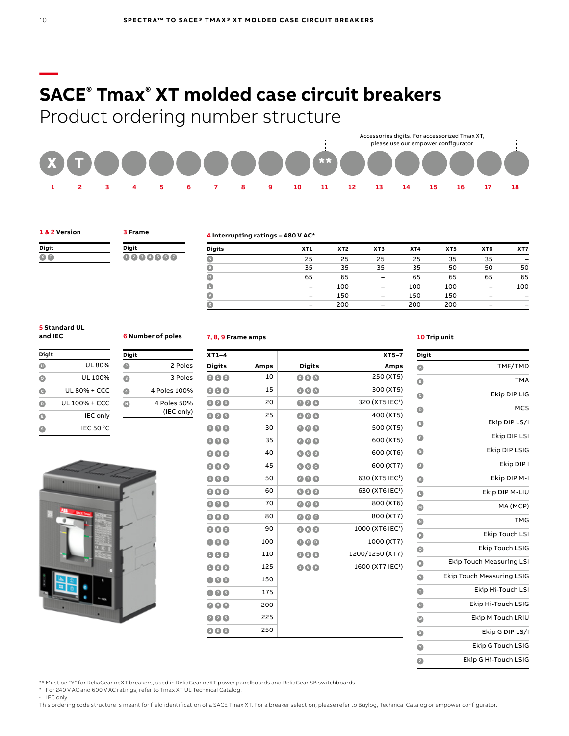# SACE® Tmax® XT molded case circuit breakers

## Product ordering number structure

Accessories digits. For accessorized Tmax XT, please use our empower configurator

| X | T | | | | | | | | | ** | | | | | | | |
|---|---|---|---|---|---|---|---|---|---|---|---|---|---|---|---|---|---|
| 1 | 2 | 3 | 4 | 5 | 6 | 7 | 8 | 9 | 10 | 11 | 12 | 13 | 14 | 15 | 16 | 17 | 18 |

**1 & 2 Version**

| Digit |
|---|
| X T |

**3 Frame**

| Digit |
|---|
| 1 2 3 4 5 6 7 |

**4 Interrupting ratings – 480 V AC***

| Digits | XT1 | XT2 | XT3 | XT4 | XT5 | XT6 | XT7 |
|---|---|---|---|---|---|---|---|
| N | 25 | 25 | 25 | 25 | 35 | 35 | – |
| S | 35 | 35 | 35 | 35 | 50 | 50 | 50 |
| H | 65 | 65 | – | 65 | 65 | 65 | 65 |
| L | – | 100 | – | 100 | 100 | – | 100 |
| V | – | 150 | – | 150 | 150 | – | – |
| X | – | 200 | – | 200 | 200 | – | – |

**5 Standard UL and IEC**

| Digit | |
|---|---|
| U | UL 80% |
| Q | UL 100% |
| C | UL 80% + CCC |
| D | UL 100% + CCC |
| E | IEC only |
| S | IEC 50 °C |

**6 Number of poles**

| Digit | |
|---|---|
| 2 | 2 Poles |
| 3 | 3 Poles |
| 4 | 4 Poles 100% |
| N | 4 Poles 50% (IEC only) |

**7, 8, 9 Frame amps**

| XT1–4 | | XT5–7 | |
|---|---|---|---|
| Digits | Amps | Digits | Amps |
| 0 1 0 | 10 | 2 5 A | 250 (XT5) |
| 0 1 5 | 15 | 3 0 A | 300 (XT5) |
| 0 2 0 | 20 | 3 2 A | 320 (XT5 IEC[1]) |
| 0 2 5 | 25 | 4 0 A | 400 (XT5) |
| 0 3 0 | 30 | 5 0 A | 500 (XT5) |
| 0 3 5 | 35 | 6 0 B | 600 (XT5) |
| 0 4 0 | 40 | 6 0 0 | 600 (XT6) |
| 0 4 5 | 45 | 6 0 C | 600 (XT7) |
| 0 5 0 | 50 | 6 3 B | 630 (XT5 IEC[1]) |
| 0 6 0 | 60 | 6 3 0 | 630 (XT6 IEC[1]) |
| 0 7 0 | 70 | 8 0 0 | 800 (XT6) |
| 0 8 0 | 80 | 8 0 C | 800 (XT7) |
| 0 9 0 | 90 | 1 K 0 | 1000 (XT6 IEC[1]) |
| 1 0 0 | 100 | 1 0 D | 1000 (XT7) |
| 1 1 0 | 110 | 1 2 E | 1200/1250 (XT7) |
| 1 2 5 | 125 | 1 6 F | 1600 (XT7 IEC[1]) |
| 1 5 0 | 150 | | |
| 1 7 5 | 175 | | |
| 2 0 0 | 200 | | |
| 2 2 5 | 225 | | |
| 2 5 0 | 250 | | |

**10 Trip unit**

| Digit | |
|---|---|
| A | TMF/TMD |
| B | TMA |
| C | Ekip DIP LIG |
| D | MCS |
| E | Ekip DIP LS/I |
| F | Ekip DIP LSI |
| G | Ekip DIP LSIG |
| J | Ekip DIP I |
| K | Ekip DIP M-I |
| L | Ekip DIP M-LIU |
| M | MA (MCP) |
| N | TMG |
| P | Ekip Touch LSI |
| Q | Ekip Touch LSIG |
| R | Ekip Touch Measuring LSI |
| S | Ekip Touch Measuring LSIG |
| T | Ekip Hi-Touch LSI |
| U | Ekip Hi-Touch LSIG |
| W | Ekip M Touch LRIU |
| X | Ekip G DIP LS/I |
| Y | Ekip G Touch LSIG |
| Z | Ekip G Hi-Touch LSIG |

** Must be "Y" for ReliaGear neXT breakers, used in ReliaGear neXT power panelboards and ReliaGear SB switchboards.
* For 240 V AC and 600 V AC ratings, refer to Tmax XT UL Technical Catalog.
[1] IEC only.
This ordering code structure is meant for field identification of a SACE Tmax XT. For a breaker selection, please refer to Buylog, Technical Catalog or empower configurator.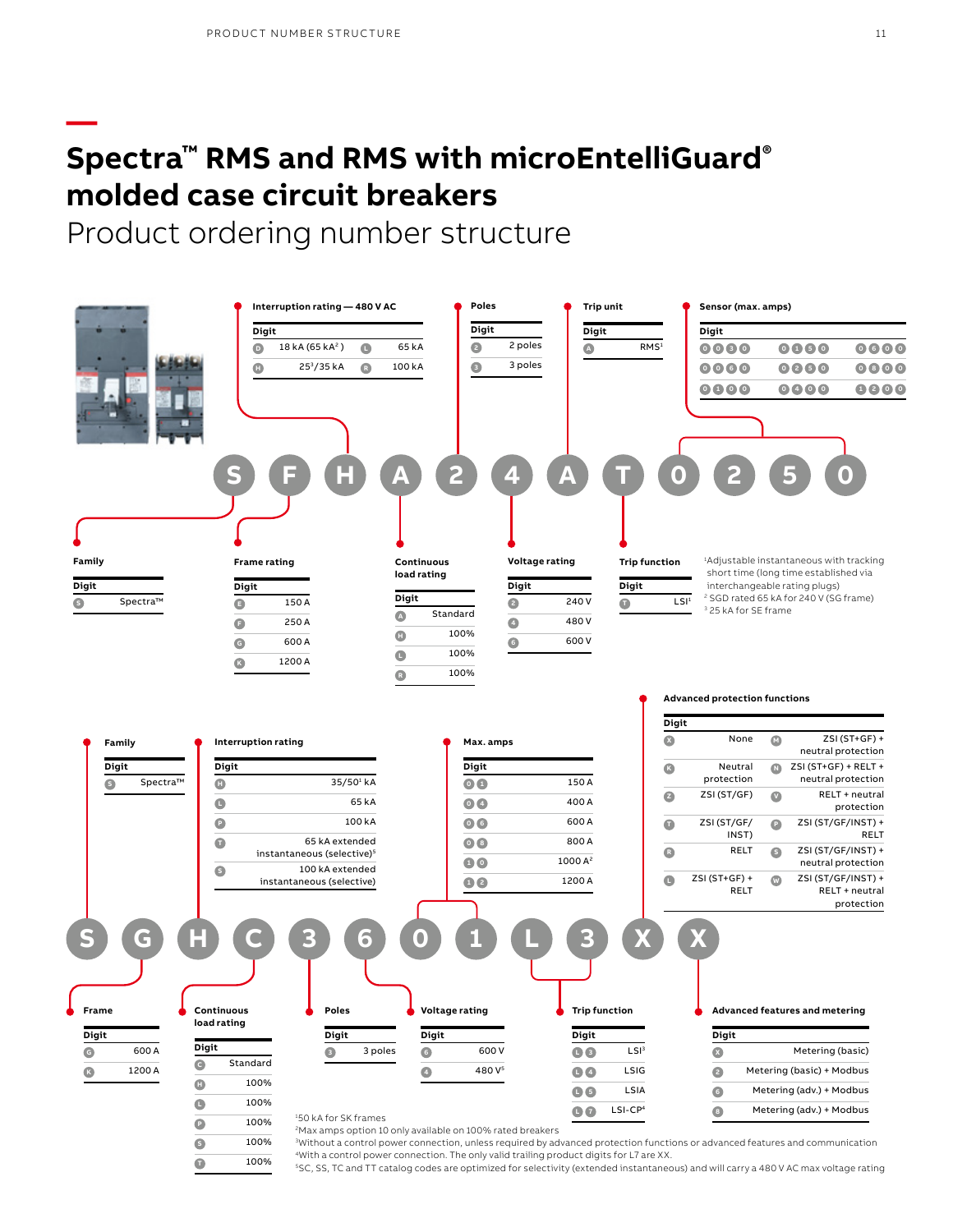# Spectra™ RMS and RMS with microEntelliGuard® molded case circuit breakers

## Product ordering number structure

### Spectra RMS example: S F H A 2 4 A T 0 2 5 0

**Family**

| Digit | |
|---|---|
| S | Spectra™ |

**Frame rating**

| Digit | |
|---|---|
| E | 150 A |
| F | 250 A |
| G | 600 A |
| K | 1200 A |

**Interruption rating — 480 V AC**

| Digit | | Digit | |
|---|---|---|---|
| D | 18 kA (65 kA[2]) | L | 65 kA |
| H | 25[3]/35 kA | R | 100 kA |

**Continuous load rating**

| Digit | |
|---|---|
| A | Standard |
| H | 100% |
| L | 100% |
| R | 100% |

**Poles**

| Digit | |
|---|---|
| 2 | 2 poles |
| 3 | 3 poles |

**Voltage rating**

| Digit | |
|---|---|
| 2 | 240 V |
| 4 | 480 V |
| 6 | 600 V |

**Trip unit**

| Digit | |
|---|---|
| A | RMS[1] |

**Trip function**

| Digit | |
|---|---|
| T | LSI[1] |

**Sensor (max. amps)**

| Digit | Digit | Digit |
|---|---|---|
| 0030 | 0150 | 0600 |
| 0060 | 0250 | 0800 |
| 0100 | 0400 | 1200 |

[1]Adjustable instantaneous with tracking short time (long time established via interchangeable rating plugs)
[2] SGD rated 65 kA for 240 V (SG frame)
[3] 25 kA for SE frame

### Spectra RMS with microEntelliGuard example: S G H C 3 6 0 1 L 3 X X

**Family**

| Digit | |
|---|---|
| S | Spectra™ |

**Frame**

| Digit | |
|---|---|
| G | 600 A |
| K | 1200 A |

**Interruption rating**

| Digit | |
|---|---|
| H | 35/50[1] kA |
| L | 65 kA |
| P | 100 kA |
| T | 65 kA extended instantaneous (selective)[5] |
| S | 100 kA extended instantaneous (selective) |

**Continuous load rating**

| Digit | |
|---|---|
| C | Standard |
| H | 100% |
| L | 100% |
| P | 100% |
| S | 100% |
| T | 100% |

**Poles**

| Digit | |
|---|---|
| 3 | 3 poles |

**Voltage rating**

| Digit | |
|---|---|
| 6 | 600 V |
| 4 | 480 V[5] |

**Max. amps**

| Digit | |
|---|---|
| 01 | 150 A |
| 04 | 400 A |
| 06 | 600 A |
| 08 | 800 A |
| 10 | 1000 A[2] |
| 12 | 1200 A |

**Trip function**

| Digit | |
|---|---|
| L3 | LSI[3] |
| L4 | LSIG |
| L5 | LSIA |
| L7 | LSI-CP[4] |

**Advanced protection functions**

| Digit | | Digit | |
|---|---|---|---|
| X | None | M | ZSI (ST+GF) + neutral protection |
| K | Neutral protection | N | ZSI (ST+GF) + RELT + neutral protection |
| Z | ZSI (ST/GF) | V | RELT + neutral protection |
| T | ZSI (ST/GF/INST) | P | ZSI (ST/GF/INST) + RELT |
| R | RELT | S | ZSI (ST/GF/INST) + neutral protection |
| L | ZSI (ST+GF) + RELT | W | ZSI (ST/GF/INST) + RELT + neutral protection |

**Advanced features and metering**

| Digit | |
|---|---|
| X | Metering (basic) |
| 2 | Metering (basic) + Modbus |
| 6 | Metering (adv.) + Modbus |
| 8 | Metering (adv.) + Modbus |

[1]50 kA for SK frames
[2]Max amps option 10 only available on 100% rated breakers
[3]Without a control power connection, unless required by advanced protection functions or advanced features and communication
[4]With a control power connection. The only valid trailing product digits for L7 are XX.
[5]SC, SS, TC and TT catalog codes are optimized for selectivity (extended instantaneous) and will carry a 480 V AC max voltage rating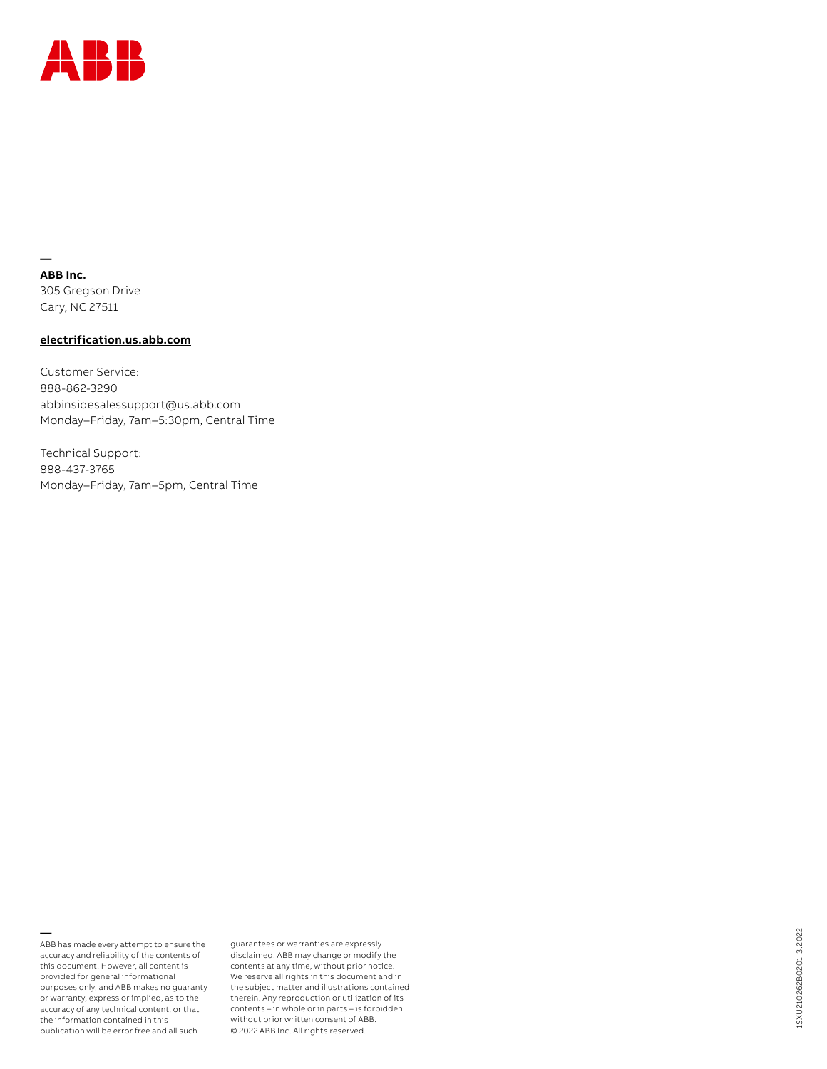—

**ABB Inc.**
305 Gregson Drive
Cary, NC 27511

**electrification.us.abb.com**

Customer Service:
888-862-3290
abbinsidesalessupport@us.abb.com
Monday–Friday, 7am–5:30pm, Central Time

Technical Support:
888-437-3765
Monday–Friday, 7am–5pm, Central Time

—

ABB has made every attempt to ensure the accuracy and reliability of the contents of this document. However, all content is provided for general informational purposes only, and ABB makes no guaranty or warranty, express or implied, as to the accuracy of any technical content, or that the information contained in this publication will be error free and all such guarantees or warranties are expressly disclaimed. ABB may change or modify the contents at any time, without prior notice. We reserve all rights in this document and in the subject matter and illustrations contained therein. Any reproduction or utilization of its contents – in whole or in parts – is forbidden without prior written consent of ABB.
© 2022 ABB Inc. All rights reserved.

1SXU210262B0201 3.2022